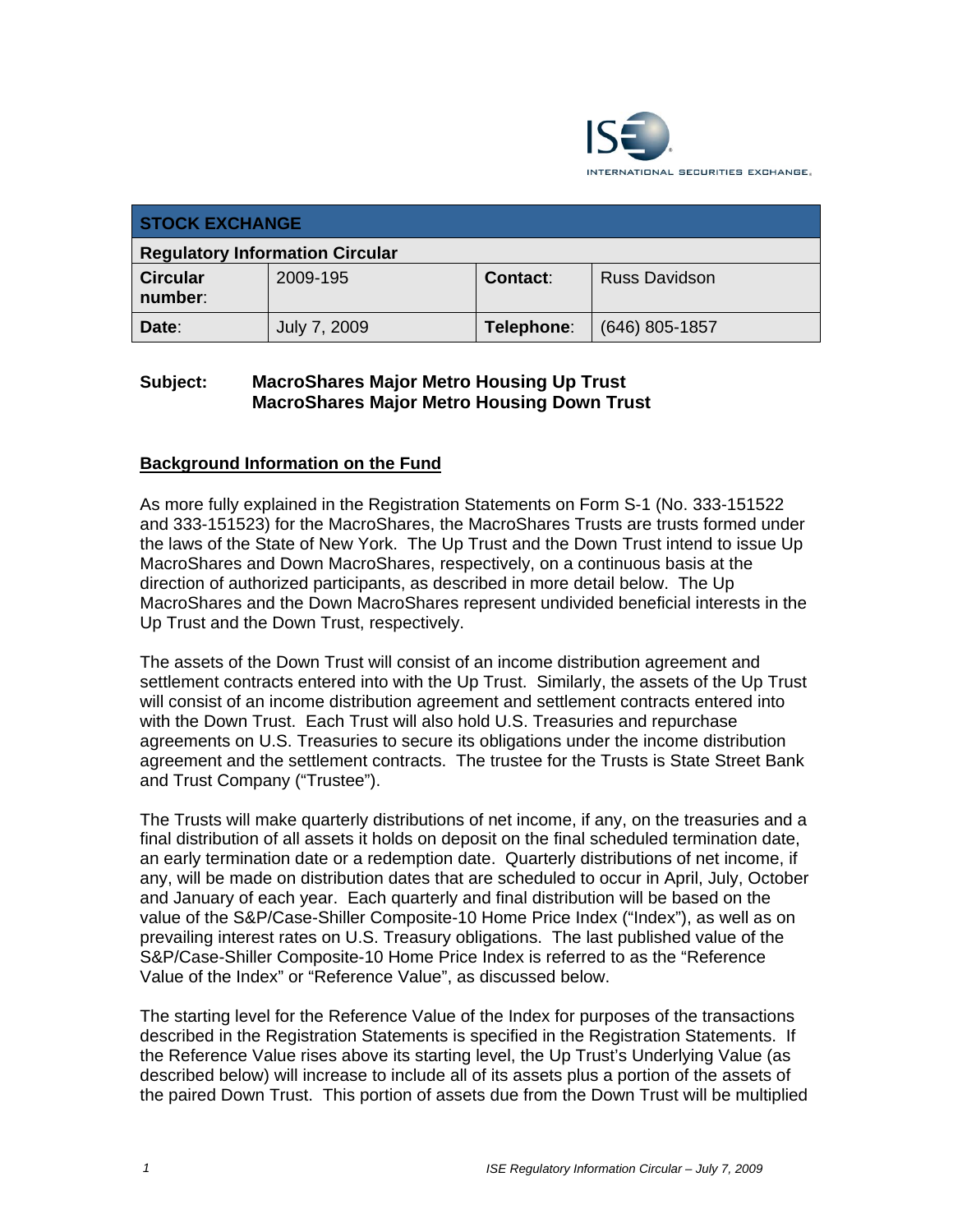| STOCK EXCHANGE | | | |
|---|---|---|---|
| **Regulatory Information Circular** | | | |
| **Circular number**: | 2009-195 | **Contact**: | Russ Davidson |
| **Date**: | July 7, 2009 | **Telephone**: | (646) 805-1857 |

**Subject:** **MacroShares Major Metro Housing Up Trust**
**MacroShares Major Metro Housing Down Trust**

## Background Information on the Fund

As more fully explained in the Registration Statements on Form S-1 (No. 333-151522 and 333-151523) for the MacroShares, the MacroShares Trusts are trusts formed under the laws of the State of New York. The Up Trust and the Down Trust intend to issue Up MacroShares and Down MacroShares, respectively, on a continuous basis at the direction of authorized participants, as described in more detail below. The Up MacroShares and the Down MacroShares represent undivided beneficial interests in the Up Trust and the Down Trust, respectively.

The assets of the Down Trust will consist of an income distribution agreement and settlement contracts entered into with the Up Trust. Similarly, the assets of the Up Trust will consist of an income distribution agreement and settlement contracts entered into with the Down Trust. Each Trust will also hold U.S. Treasuries and repurchase agreements on U.S. Treasuries to secure its obligations under the income distribution agreement and the settlement contracts. The trustee for the Trusts is State Street Bank and Trust Company ("Trustee").

The Trusts will make quarterly distributions of net income, if any, on the treasuries and a final distribution of all assets it holds on deposit on the final scheduled termination date, an early termination date or a redemption date. Quarterly distributions of net income, if any, will be made on distribution dates that are scheduled to occur in April, July, October and January of each year. Each quarterly and final distribution will be based on the value of the S&P/Case-Shiller Composite-10 Home Price Index ("Index"), as well as on prevailing interest rates on U.S. Treasury obligations. The last published value of the S&P/Case-Shiller Composite-10 Home Price Index is referred to as the "Reference Value of the Index" or "Reference Value", as discussed below.

The starting level for the Reference Value of the Index for purposes of the transactions described in the Registration Statements is specified in the Registration Statements. If the Reference Value rises above its starting level, the Up Trust's Underlying Value (as described below) will increase to include all of its assets plus a portion of the assets of the paired Down Trust. This portion of assets due from the Down Trust will be multiplied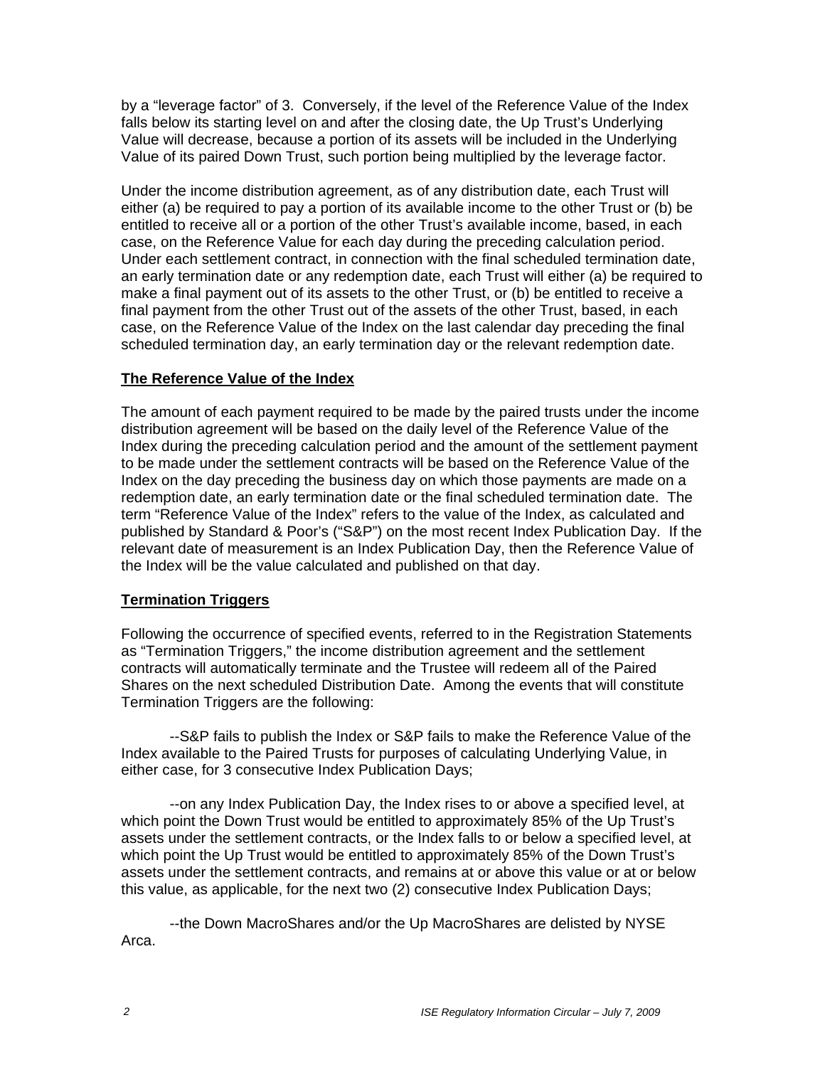by a "leverage factor" of 3. Conversely, if the level of the Reference Value of the Index falls below its starting level on and after the closing date, the Up Trust's Underlying Value will decrease, because a portion of its assets will be included in the Underlying Value of its paired Down Trust, such portion being multiplied by the leverage factor.

Under the income distribution agreement, as of any distribution date, each Trust will either (a) be required to pay a portion of its available income to the other Trust or (b) be entitled to receive all or a portion of the other Trust's available income, based, in each case, on the Reference Value for each day during the preceding calculation period. Under each settlement contract, in connection with the final scheduled termination date, an early termination date or any redemption date, each Trust will either (a) be required to make a final payment out of its assets to the other Trust, or (b) be entitled to receive a final payment from the other Trust out of the assets of the other Trust, based, in each case, on the Reference Value of the Index on the last calendar day preceding the final scheduled termination day, an early termination day or the relevant redemption date.

**The Reference Value of the Index**

The amount of each payment required to be made by the paired trusts under the income distribution agreement will be based on the daily level of the Reference Value of the Index during the preceding calculation period and the amount of the settlement payment to be made under the settlement contracts will be based on the Reference Value of the Index on the day preceding the business day on which those payments are made on a redemption date, an early termination date or the final scheduled termination date. The term "Reference Value of the Index" refers to the value of the Index, as calculated and published by Standard & Poor's ("S&P") on the most recent Index Publication Day. If the relevant date of measurement is an Index Publication Day, then the Reference Value of the Index will be the value calculated and published on that day.

**Termination Triggers**

Following the occurrence of specified events, referred to in the Registration Statements as "Termination Triggers," the income distribution agreement and the settlement contracts will automatically terminate and the Trustee will redeem all of the Paired Shares on the next scheduled Distribution Date. Among the events that will constitute Termination Triggers are the following:

--S&P fails to publish the Index or S&P fails to make the Reference Value of the Index available to the Paired Trusts for purposes of calculating Underlying Value, in either case, for 3 consecutive Index Publication Days;

--on any Index Publication Day, the Index rises to or above a specified level, at which point the Down Trust would be entitled to approximately 85% of the Up Trust's assets under the settlement contracts, or the Index falls to or below a specified level, at which point the Up Trust would be entitled to approximately 85% of the Down Trust's assets under the settlement contracts, and remains at or above this value or at or below this value, as applicable, for the next two (2) consecutive Index Publication Days;

--the Down MacroShares and/or the Up MacroShares are delisted by NYSE Arca.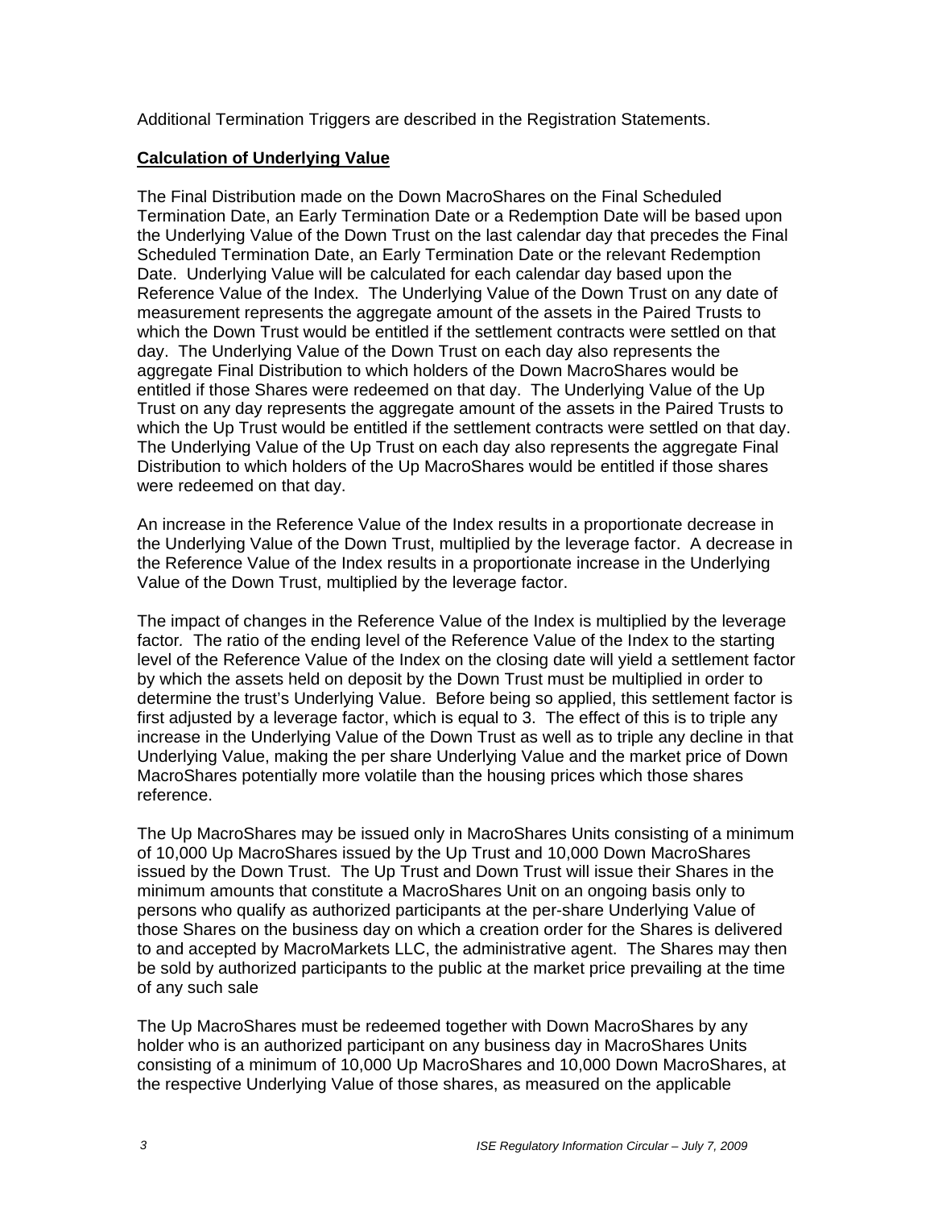Additional Termination Triggers are described in the Registration Statements.

**Calculation of Underlying Value**

The Final Distribution made on the Down MacroShares on the Final Scheduled Termination Date, an Early Termination Date or a Redemption Date will be based upon the Underlying Value of the Down Trust on the last calendar day that precedes the Final Scheduled Termination Date, an Early Termination Date or the relevant Redemption Date. Underlying Value will be calculated for each calendar day based upon the Reference Value of the Index. The Underlying Value of the Down Trust on any date of measurement represents the aggregate amount of the assets in the Paired Trusts to which the Down Trust would be entitled if the settlement contracts were settled on that day. The Underlying Value of the Down Trust on each day also represents the aggregate Final Distribution to which holders of the Down MacroShares would be entitled if those Shares were redeemed on that day. The Underlying Value of the Up Trust on any day represents the aggregate amount of the assets in the Paired Trusts to which the Up Trust would be entitled if the settlement contracts were settled on that day. The Underlying Value of the Up Trust on each day also represents the aggregate Final Distribution to which holders of the Up MacroShares would be entitled if those shares were redeemed on that day.

An increase in the Reference Value of the Index results in a proportionate decrease in the Underlying Value of the Down Trust, multiplied by the leverage factor. A decrease in the Reference Value of the Index results in a proportionate increase in the Underlying Value of the Down Trust, multiplied by the leverage factor.

The impact of changes in the Reference Value of the Index is multiplied by the leverage factor. The ratio of the ending level of the Reference Value of the Index to the starting level of the Reference Value of the Index on the closing date will yield a settlement factor by which the assets held on deposit by the Down Trust must be multiplied in order to determine the trust's Underlying Value. Before being so applied, this settlement factor is first adjusted by a leverage factor, which is equal to 3. The effect of this is to triple any increase in the Underlying Value of the Down Trust as well as to triple any decline in that Underlying Value, making the per share Underlying Value and the market price of Down MacroShares potentially more volatile than the housing prices which those shares reference.

The Up MacroShares may be issued only in MacroShares Units consisting of a minimum of 10,000 Up MacroShares issued by the Up Trust and 10,000 Down MacroShares issued by the Down Trust. The Up Trust and Down Trust will issue their Shares in the minimum amounts that constitute a MacroShares Unit on an ongoing basis only to persons who qualify as authorized participants at the per-share Underlying Value of those Shares on the business day on which a creation order for the Shares is delivered to and accepted by MacroMarkets LLC, the administrative agent. The Shares may then be sold by authorized participants to the public at the market price prevailing at the time of any such sale

The Up MacroShares must be redeemed together with Down MacroShares by any holder who is an authorized participant on any business day in MacroShares Units consisting of a minimum of 10,000 Up MacroShares and 10,000 Down MacroShares, at the respective Underlying Value of those shares, as measured on the applicable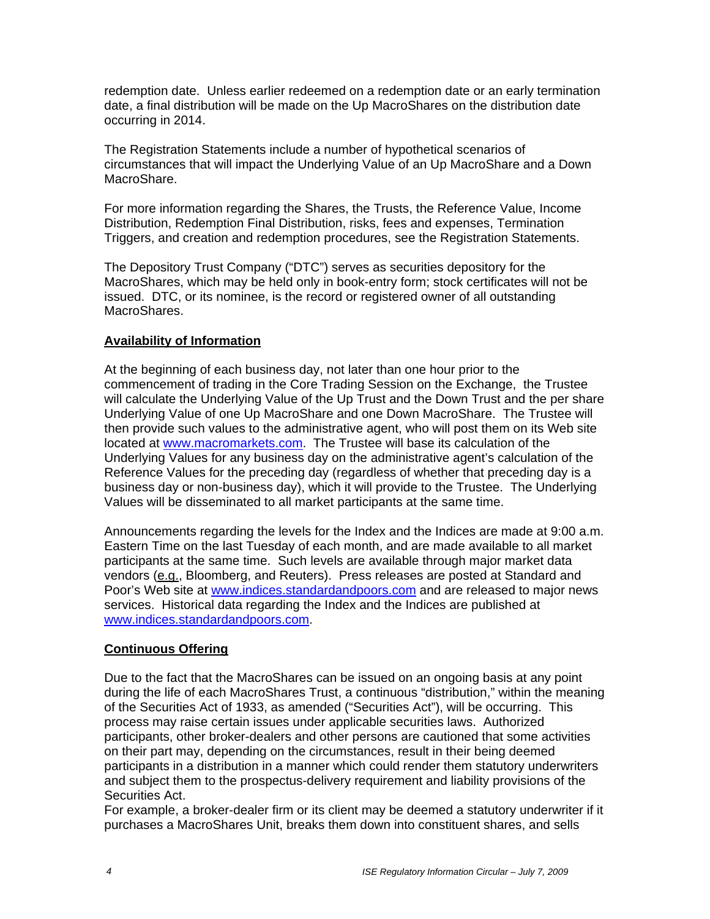redemption date. Unless earlier redeemed on a redemption date or an early termination date, a final distribution will be made on the Up MacroShares on the distribution date occurring in 2014.

The Registration Statements include a number of hypothetical scenarios of circumstances that will impact the Underlying Value of an Up MacroShare and a Down MacroShare.

For more information regarding the Shares, the Trusts, the Reference Value, Income Distribution, Redemption Final Distribution, risks, fees and expenses, Termination Triggers, and creation and redemption procedures, see the Registration Statements.

The Depository Trust Company ("DTC") serves as securities depository for the MacroShares, which may be held only in book-entry form; stock certificates will not be issued. DTC, or its nominee, is the record or registered owner of all outstanding MacroShares.

**Availability of Information**

At the beginning of each business day, not later than one hour prior to the commencement of trading in the Core Trading Session on the Exchange, the Trustee will calculate the Underlying Value of the Up Trust and the Down Trust and the per share Underlying Value of one Up MacroShare and one Down MacroShare. The Trustee will then provide such values to the administrative agent, who will post them on its Web site located at www.macromarkets.com. The Trustee will base its calculation of the Underlying Values for any business day on the administrative agent's calculation of the Reference Values for the preceding day (regardless of whether that preceding day is a business day or non-business day), which it will provide to the Trustee. The Underlying Values will be disseminated to all market participants at the same time.

Announcements regarding the levels for the Index and the Indices are made at 9:00 a.m. Eastern Time on the last Tuesday of each month, and are made available to all market participants at the same time. Such levels are available through major market data vendors (e.g., Bloomberg, and Reuters). Press releases are posted at Standard and Poor's Web site at www.indices.standardandpoors.com and are released to major news services. Historical data regarding the Index and the Indices are published at www.indices.standardandpoors.com.

**Continuous Offering**

Due to the fact that the MacroShares can be issued on an ongoing basis at any point during the life of each MacroShares Trust, a continuous "distribution," within the meaning of the Securities Act of 1933, as amended ("Securities Act"), will be occurring. This process may raise certain issues under applicable securities laws. Authorized participants, other broker-dealers and other persons are cautioned that some activities on their part may, depending on the circumstances, result in their being deemed participants in a distribution in a manner which could render them statutory underwriters and subject them to the prospectus-delivery requirement and liability provisions of the Securities Act.
For example, a broker-dealer firm or its client may be deemed a statutory underwriter if it purchases a MacroShares Unit, breaks them down into constituent shares, and sells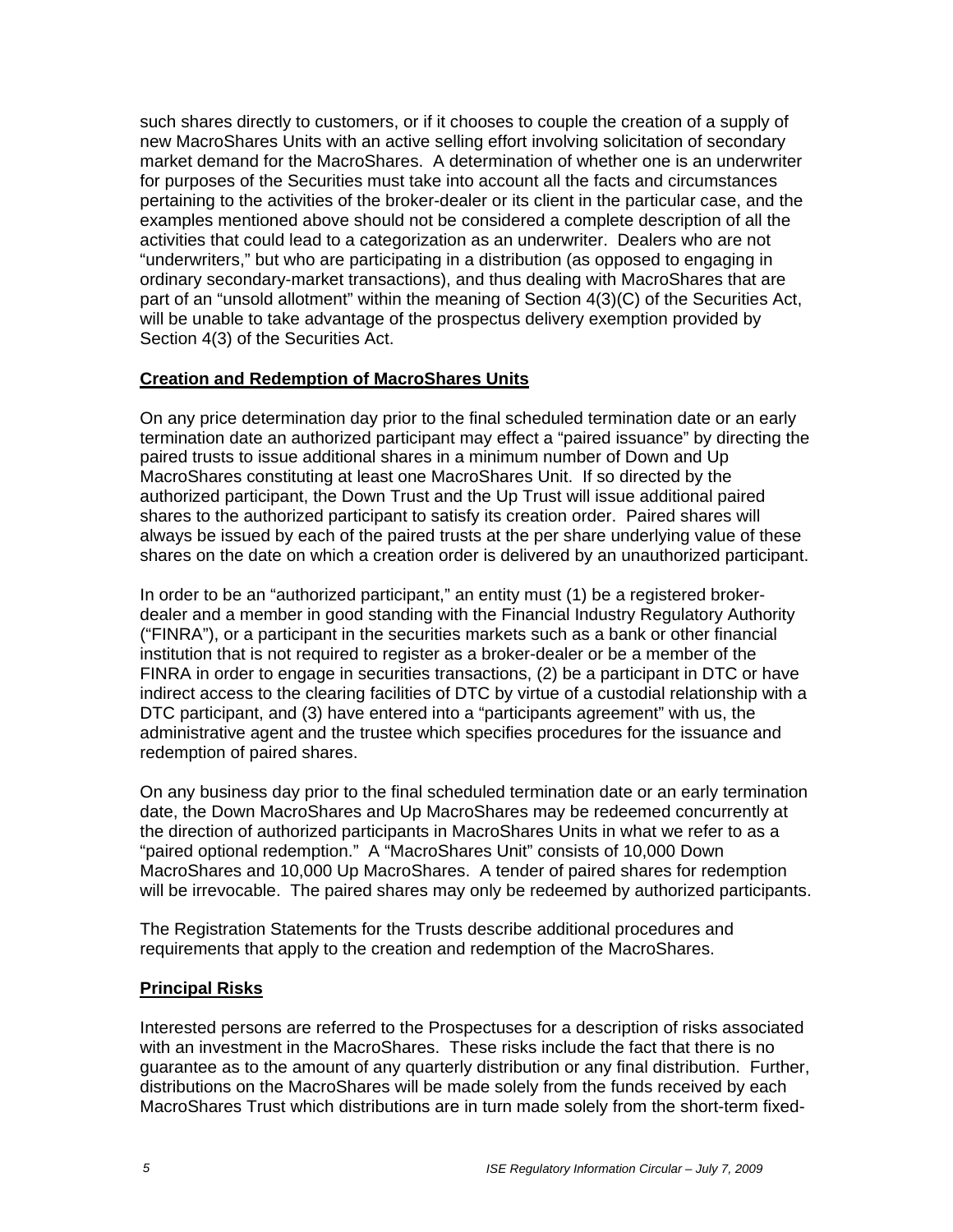such shares directly to customers, or if it chooses to couple the creation of a supply of new MacroShares Units with an active selling effort involving solicitation of secondary market demand for the MacroShares. A determination of whether one is an underwriter for purposes of the Securities must take into account all the facts and circumstances pertaining to the activities of the broker-dealer or its client in the particular case, and the examples mentioned above should not be considered a complete description of all the activities that could lead to a categorization as an underwriter. Dealers who are not "underwriters," but who are participating in a distribution (as opposed to engaging in ordinary secondary-market transactions), and thus dealing with MacroShares that are part of an "unsold allotment" within the meaning of Section 4(3)(C) of the Securities Act, will be unable to take advantage of the prospectus delivery exemption provided by Section 4(3) of the Securities Act.

**Creation and Redemption of MacroShares Units**

On any price determination day prior to the final scheduled termination date or an early termination date an authorized participant may effect a "paired issuance" by directing the paired trusts to issue additional shares in a minimum number of Down and Up MacroShares constituting at least one MacroShares Unit. If so directed by the authorized participant, the Down Trust and the Up Trust will issue additional paired shares to the authorized participant to satisfy its creation order. Paired shares will always be issued by each of the paired trusts at the per share underlying value of these shares on the date on which a creation order is delivered by an unauthorized participant.

In order to be an "authorized participant," an entity must (1) be a registered broker-dealer and a member in good standing with the Financial Industry Regulatory Authority ("FINRA"), or a participant in the securities markets such as a bank or other financial institution that is not required to register as a broker-dealer or be a member of the FINRA in order to engage in securities transactions, (2) be a participant in DTC or have indirect access to the clearing facilities of DTC by virtue of a custodial relationship with a DTC participant, and (3) have entered into a "participants agreement" with us, the administrative agent and the trustee which specifies procedures for the issuance and redemption of paired shares.

On any business day prior to the final scheduled termination date or an early termination date, the Down MacroShares and Up MacroShares may be redeemed concurrently at the direction of authorized participants in MacroShares Units in what we refer to as a "paired optional redemption." A "MacroShares Unit" consists of 10,000 Down MacroShares and 10,000 Up MacroShares. A tender of paired shares for redemption will be irrevocable. The paired shares may only be redeemed by authorized participants.

The Registration Statements for the Trusts describe additional procedures and requirements that apply to the creation and redemption of the MacroShares.

**Principal Risks**

Interested persons are referred to the Prospectuses for a description of risks associated with an investment in the MacroShares. These risks include the fact that there is no guarantee as to the amount of any quarterly distribution or any final distribution. Further, distributions on the MacroShares will be made solely from the funds received by each MacroShares Trust which distributions are in turn made solely from the short-term fixed-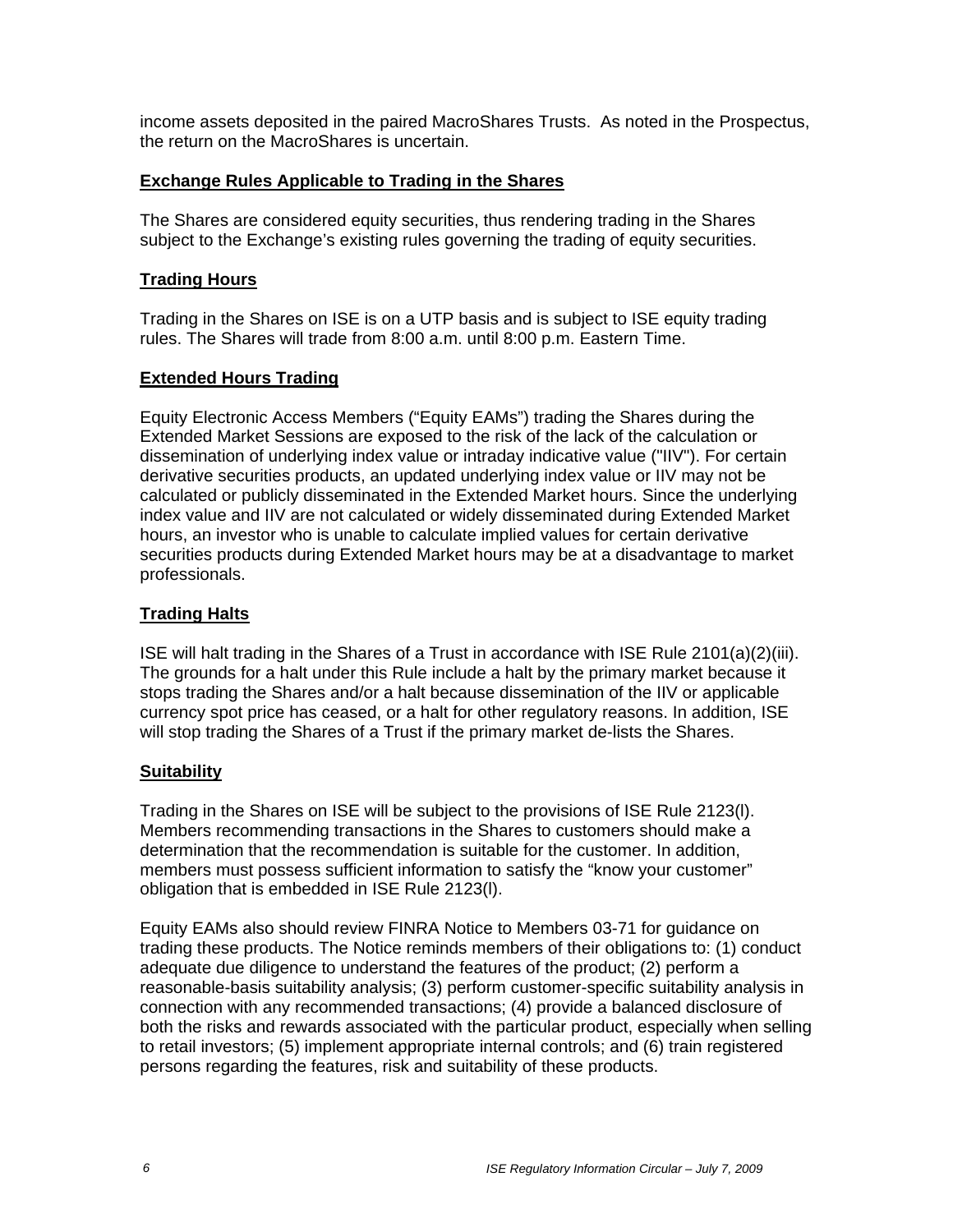income assets deposited in the paired MacroShares Trusts. As noted in the Prospectus, the return on the MacroShares is uncertain.

**Exchange Rules Applicable to Trading in the Shares**

The Shares are considered equity securities, thus rendering trading in the Shares subject to the Exchange's existing rules governing the trading of equity securities.

**Trading Hours**

Trading in the Shares on ISE is on a UTP basis and is subject to ISE equity trading rules. The Shares will trade from 8:00 a.m. until 8:00 p.m. Eastern Time.

**Extended Hours Trading**

Equity Electronic Access Members ("Equity EAMs") trading the Shares during the Extended Market Sessions are exposed to the risk of the lack of the calculation or dissemination of underlying index value or intraday indicative value ("IIV"). For certain derivative securities products, an updated underlying index value or IIV may not be calculated or publicly disseminated in the Extended Market hours. Since the underlying index value and IIV are not calculated or widely disseminated during Extended Market hours, an investor who is unable to calculate implied values for certain derivative securities products during Extended Market hours may be at a disadvantage to market professionals.

**Trading Halts**

ISE will halt trading in the Shares of a Trust in accordance with ISE Rule 2101(a)(2)(iii). The grounds for a halt under this Rule include a halt by the primary market because it stops trading the Shares and/or a halt because dissemination of the IIV or applicable currency spot price has ceased, or a halt for other regulatory reasons. In addition, ISE will stop trading the Shares of a Trust if the primary market de-lists the Shares.

**Suitability**

Trading in the Shares on ISE will be subject to the provisions of ISE Rule 2123(l). Members recommending transactions in the Shares to customers should make a determination that the recommendation is suitable for the customer. In addition, members must possess sufficient information to satisfy the "know your customer" obligation that is embedded in ISE Rule 2123(l).

Equity EAMs also should review FINRA Notice to Members 03-71 for guidance on trading these products. The Notice reminds members of their obligations to: (1) conduct adequate due diligence to understand the features of the product; (2) perform a reasonable-basis suitability analysis; (3) perform customer-specific suitability analysis in connection with any recommended transactions; (4) provide a balanced disclosure of both the risks and rewards associated with the particular product, especially when selling to retail investors; (5) implement appropriate internal controls; and (6) train registered persons regarding the features, risk and suitability of these products.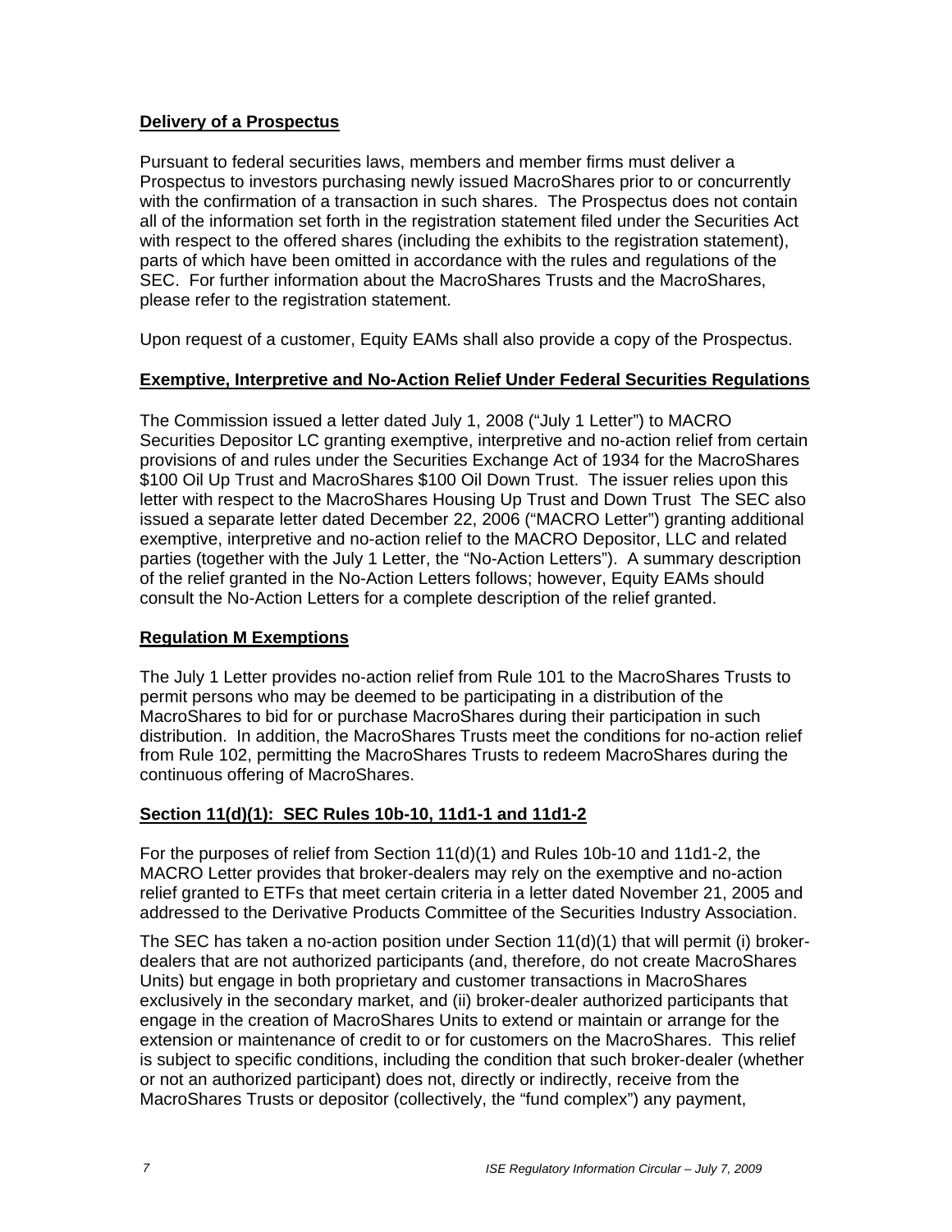**Delivery of a Prospectus**

Pursuant to federal securities laws, members and member firms must deliver a Prospectus to investors purchasing newly issued MacroShares prior to or concurrently with the confirmation of a transaction in such shares. The Prospectus does not contain all of the information set forth in the registration statement filed under the Securities Act with respect to the offered shares (including the exhibits to the registration statement), parts of which have been omitted in accordance with the rules and regulations of the SEC. For further information about the MacroShares Trusts and the MacroShares, please refer to the registration statement.

Upon request of a customer, Equity EAMs shall also provide a copy of the Prospectus.

**Exemptive, Interpretive and No-Action Relief Under Federal Securities Regulations**

The Commission issued a letter dated July 1, 2008 ("July 1 Letter") to MACRO Securities Depositor LC granting exemptive, interpretive and no-action relief from certain provisions of and rules under the Securities Exchange Act of 1934 for the MacroShares $100 Oil Up Trust and MacroShares $100 Oil Down Trust. The issuer relies upon this letter with respect to the MacroShares Housing Up Trust and Down Trust The SEC also issued a separate letter dated December 22, 2006 ("MACRO Letter") granting additional exemptive, interpretive and no-action relief to the MACRO Depositor, LLC and related parties (together with the July 1 Letter, the "No-Action Letters"). A summary description of the relief granted in the No-Action Letters follows; however, Equity EAMs should consult the No-Action Letters for a complete description of the relief granted.

**Regulation M Exemptions**

The July 1 Letter provides no-action relief from Rule 101 to the MacroShares Trusts to permit persons who may be deemed to be participating in a distribution of the MacroShares to bid for or purchase MacroShares during their participation in such distribution. In addition, the MacroShares Trusts meet the conditions for no-action relief from Rule 102, permitting the MacroShares Trusts to redeem MacroShares during the continuous offering of MacroShares.

**Section 11(d)(1): SEC Rules 10b-10, 11d1-1 and 11d1-2**

For the purposes of relief from Section 11(d)(1) and Rules 10b-10 and 11d1-2, the MACRO Letter provides that broker-dealers may rely on the exemptive and no-action relief granted to ETFs that meet certain criteria in a letter dated November 21, 2005 and addressed to the Derivative Products Committee of the Securities Industry Association.

The SEC has taken a no-action position under Section 11(d)(1) that will permit (i) broker-dealers that are not authorized participants (and, therefore, do not create MacroShares Units) but engage in both proprietary and customer transactions in MacroShares exclusively in the secondary market, and (ii) broker-dealer authorized participants that engage in the creation of MacroShares Units to extend or maintain or arrange for the extension or maintenance of credit to or for customers on the MacroShares. This relief is subject to specific conditions, including the condition that such broker-dealer (whether or not an authorized participant) does not, directly or indirectly, receive from the MacroShares Trusts or depositor (collectively, the "fund complex") any payment,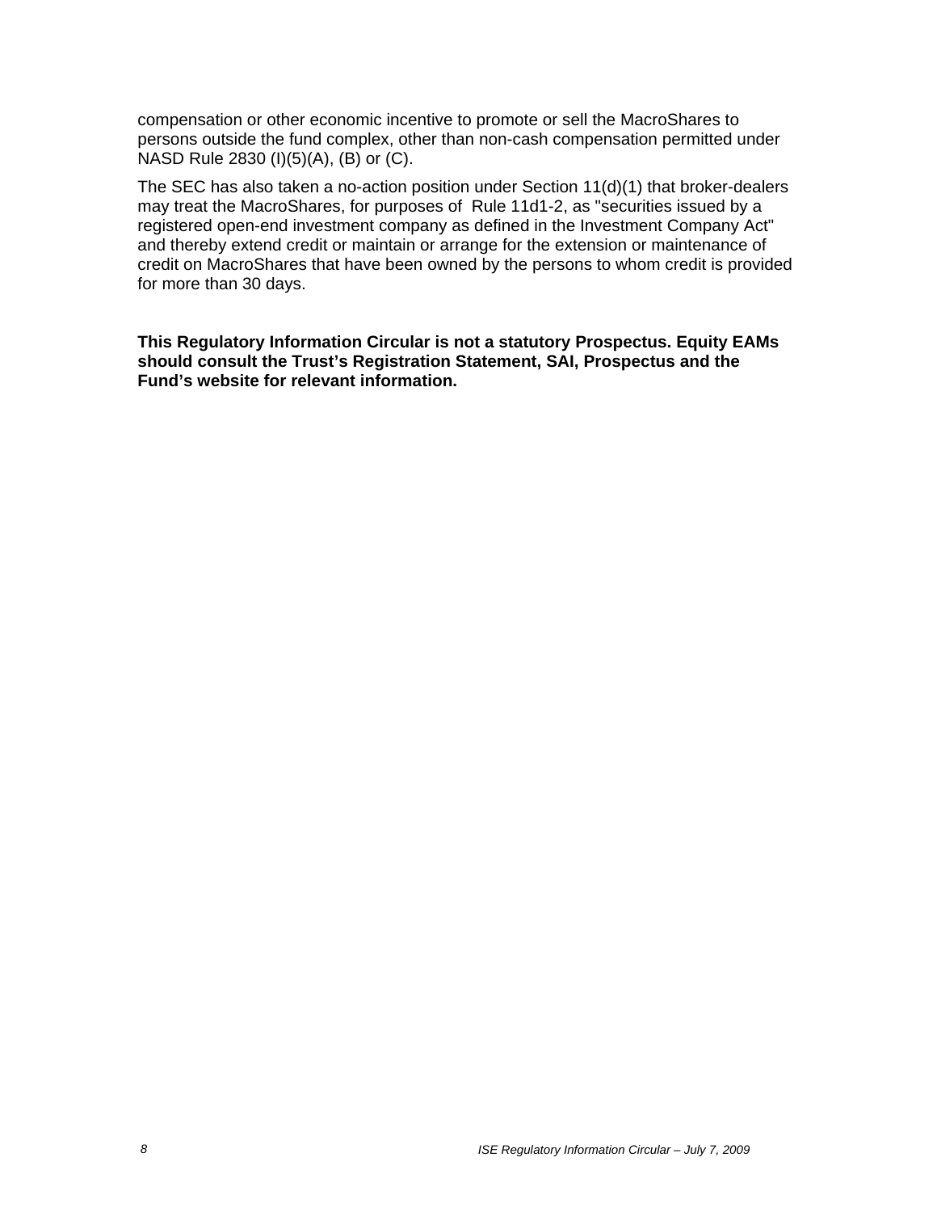compensation or other economic incentive to promote or sell the MacroShares to persons outside the fund complex, other than non-cash compensation permitted under NASD Rule 2830 (I)(5)(A), (B) or (C).

The SEC has also taken a no-action position under Section 11(d)(1) that broker-dealers may treat the MacroShares, for purposes of Rule 11d1-2, as "securities issued by a registered open-end investment company as defined in the Investment Company Act" and thereby extend credit or maintain or arrange for the extension or maintenance of credit on MacroShares that have been owned by the persons to whom credit is provided for more than 30 days.

**This Regulatory Information Circular is not a statutory Prospectus. Equity EAMs should consult the Trust's Registration Statement, SAI, Prospectus and the Fund's website for relevant information.**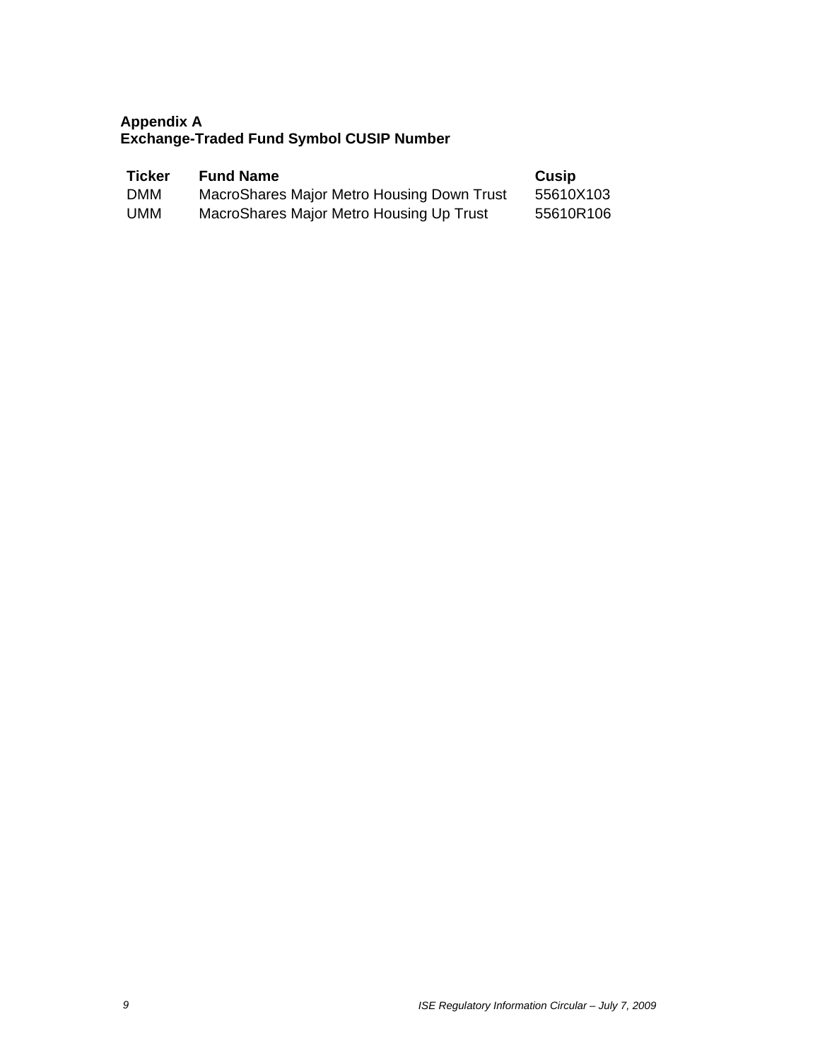**Appendix A**
**Exchange-Traded Fund Symbol CUSIP Number**

| Ticker | Fund Name | Cusip |
|---|---|---|
| DMM | MacroShares Major Metro Housing Down Trust | 55610X103 |
| UMM | MacroShares Major Metro Housing Up Trust | 55610R106 |